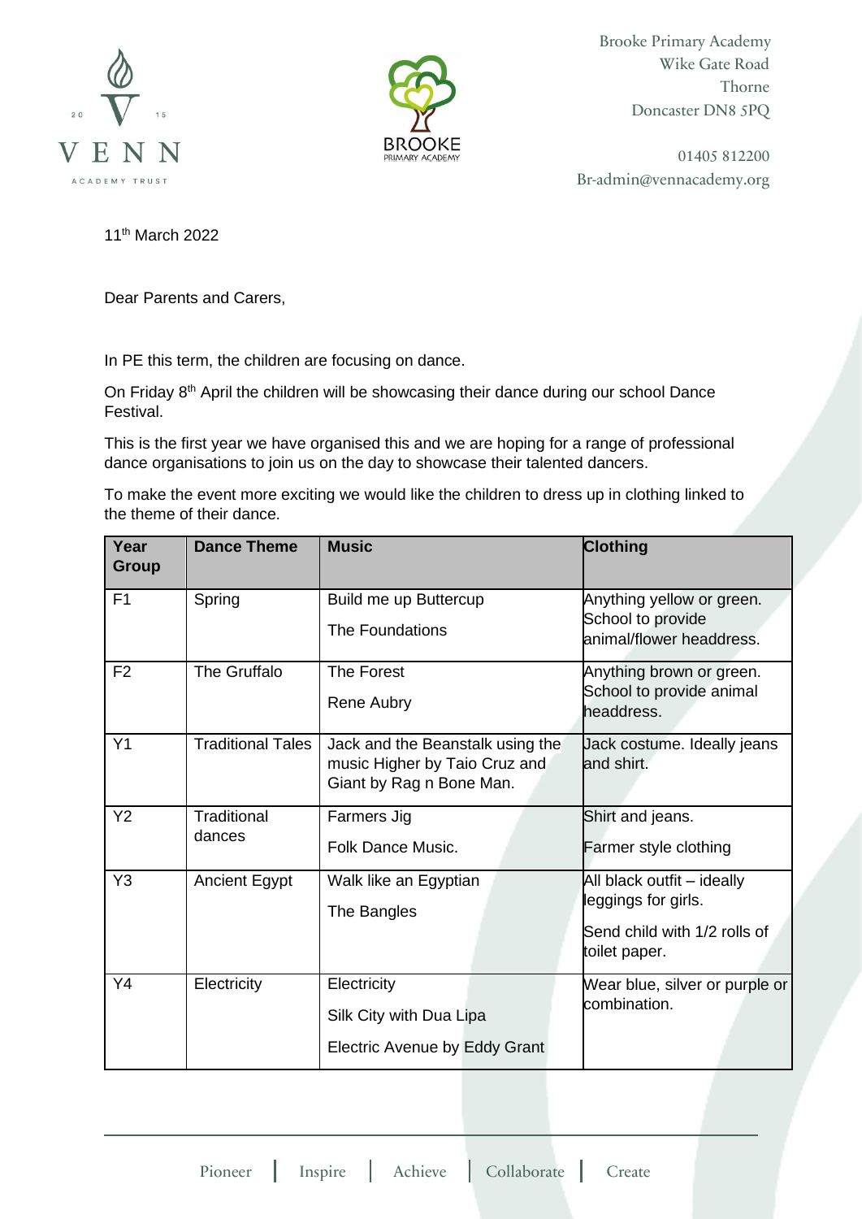VENN
ACADEMY TRUST
2015

BROOKE
PRIMARY ACADEMY

Brooke Primary Academy
Wike Gate Road
Thorne
Doncaster DN8 5PQ

01405 812200
Br-admin@vennacademy.org

11th March 2022

Dear Parents and Carers,

In PE this term, the children are focusing on dance.

On Friday 8th April the children will be showcasing their dance during our school Dance Festival.

This is the first year we have organised this and we are hoping for a range of professional dance organisations to join us on the day to showcase their talented dancers.

To make the event more exciting we would like the children to dress up in clothing linked to the theme of their dance.

| Year Group | Dance Theme | Music | Clothing |
|---|---|---|---|
| F1 | Spring | Build me up Buttercup<br>The Foundations | Anything yellow or green. School to provide animal/flower headdress. |
| F2 | The Gruffalo | The Forest<br>Rene Aubry | Anything brown or green. School to provide animal headdress. |
| Y1 | Traditional Tales | Jack and the Beanstalk using the music Higher by Taio Cruz and Giant by Rag n Bone Man. | Jack costume. Ideally jeans and shirt. |
| Y2 | Traditional dances | Farmers Jig<br>Folk Dance Music. | Shirt and jeans.<br>Farmer style clothing |
| Y3 | Ancient Egypt | Walk like an Egyptian<br>The Bangles | All black outfit – ideally leggings for girls.<br>Send child with 1/2 rolls of toilet paper. |
| Y4 | Electricity | Electricity<br>Silk City with Dua Lipa<br>Electric Avenue by Eddy Grant | Wear blue, silver or purple or combination. |

Pioneer | Inspire | Achieve | Collaborate | Create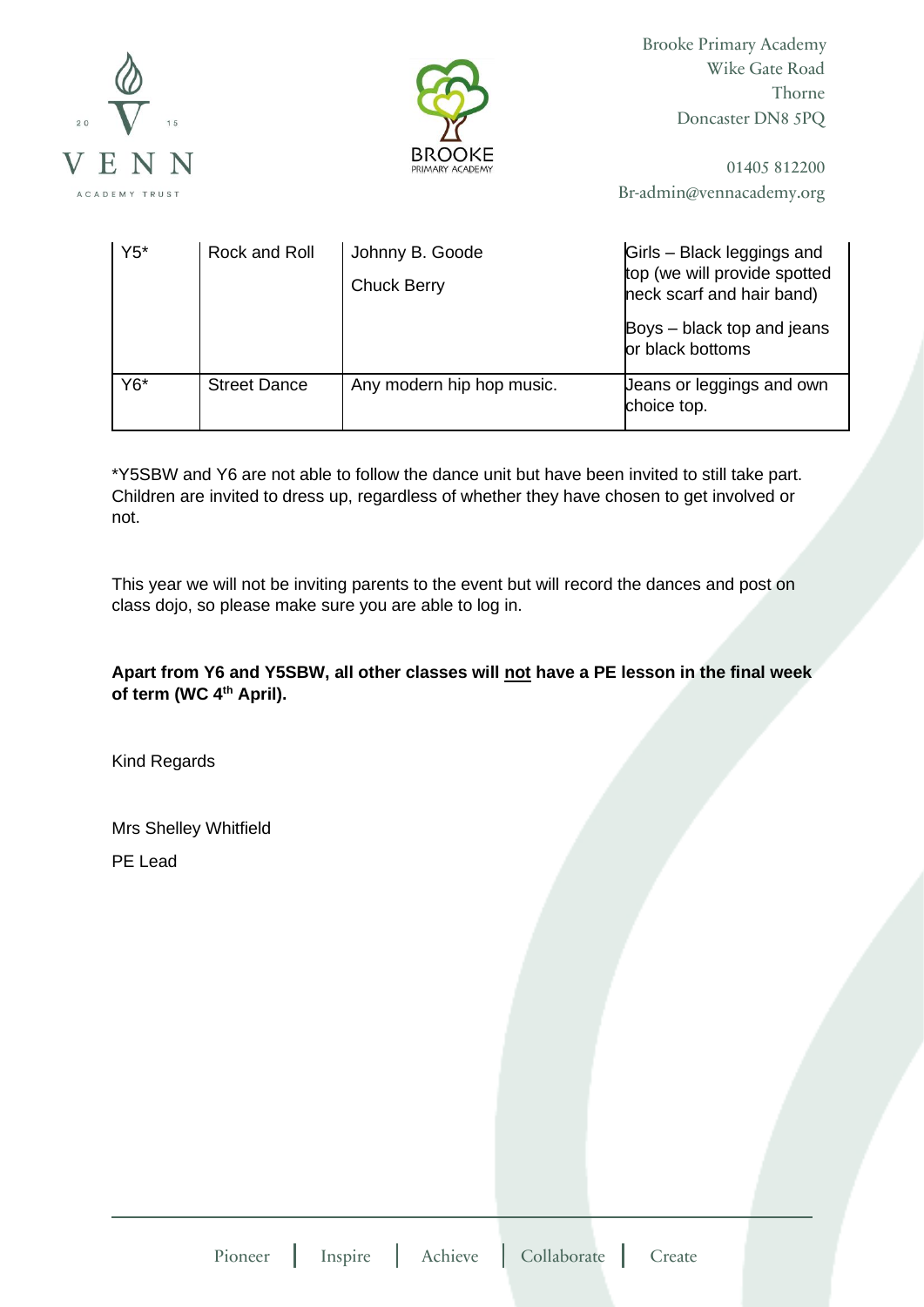| | | | |
|---|---|---|---|
| Y5* | Rock and Roll | Johnny B. Goode<br><br>Chuck Berry | Girls – Black leggings and top (we will provide spotted neck scarf and hair band)<br><br>Boys – black top and jeans or black bottoms |
| Y6* | Street Dance | Any modern hip hop music. | Jeans or leggings and own choice top. |

*Y5SBW and Y6 are not able to follow the dance unit but have been invited to still take part. Children are invited to dress up, regardless of whether they have chosen to get involved or not.

This year we will not be inviting parents to the event but will record the dances and post on class dojo, so please make sure you are able to log in.

**Apart from Y6 and Y5SBW, all other classes will <u>not</u> have a PE lesson in the final week of term (WC 4th April).**

Kind Regards

Mrs Shelley Whitfield

PE Lead